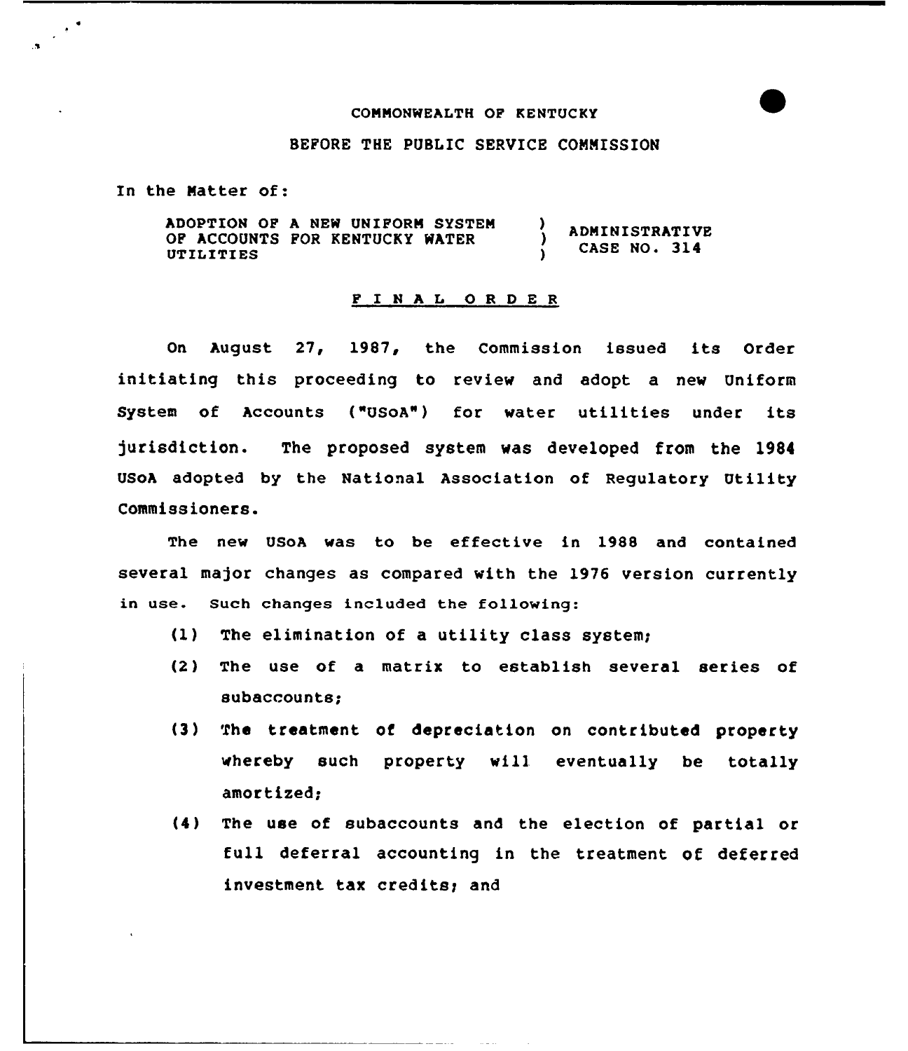COMMONWEALTH OF KENTUCKY

BEFORE THE PUBLIC SERVICE COMMISSION

In the Matter of:

| | | |
|---|---|---|
| ADOPTION OF A NEW UNIFORM SYSTEM OF ACCOUNTS FOR KENTUCKY WATER UTILITIES | ) ) ) | ADMINISTRATIVE CASE NO. 314 |

## F I N A L   O R D E R

On August 27, 1987, the Commission issued its Order initiating this proceeding to review and adopt a new Uniform System of Accounts ("USoA") for water utilities under its jurisdiction. The proposed system was developed from the 1984 USoA adopted by the National Association of Regulatory Utility Commissioners.

The new USoA was to be effective in 1988 and contained several major changes as compared with the 1976 version currently in use. Such changes included the following:

(1) The elimination of a utility class system;

(2) The use of a matrix to establish several series of subaccounts;

(3) The treatment of depreciation on contributed property whereby such property will eventually be totally amortized;

(4) The use of subaccounts and the election of partial or full deferral accounting in the treatment of deferred investment tax credits; and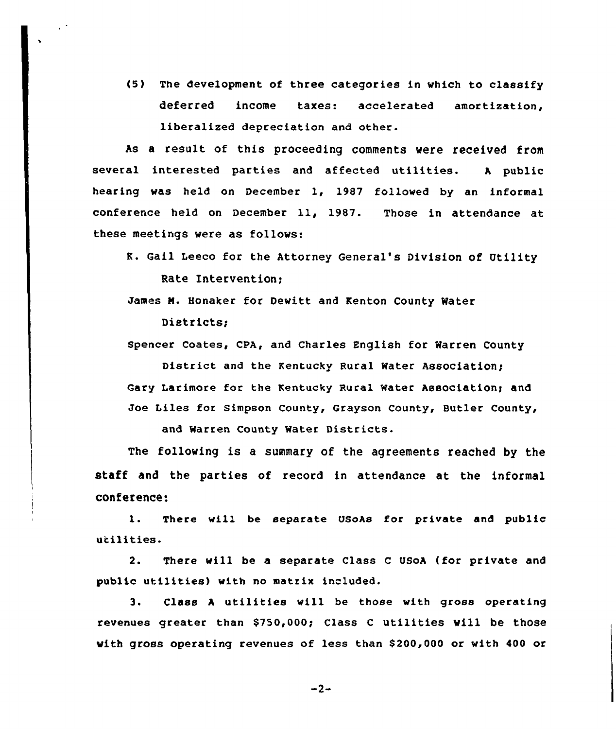(5) The development of three categories in which to classify deferred income taxes: accelerated amortization, liberalized depreciation and other.

As a result of this proceeding comments were received from several interested parties and affected utilities. A public hearing was held on December 1, 1987 followed by an informal conference held on December 11, 1987. Those in attendance at these meetings were as follows:

K. Gail Leeco for the Attorney General's Division of Utility Rate Intervention;

James M. Honaker for Dewitt and Kenton County Water Districts;

Spencer Coates, CPA, and Charles English for Warren County District and the Kentucky Rural Water Association;

Gary Larimore for the Kentucky Rural Water Association; and

Joe Liles for Simpson County, Grayson County, Butler County, and Warren County Water Districts.

The following is a summary of the agreements reached by the staff and the parties of record in attendance at the informal conference:

1. There will be separate USoAs for private and public utilities.

2. There will be a separate Class C USoA (for private and public utilities) with no matrix included.

3. Class A utilities will be those with gross operating revenues greater than $750,000; Class C utilities will be those with gross operating revenues of less than $200,000 or with 400 or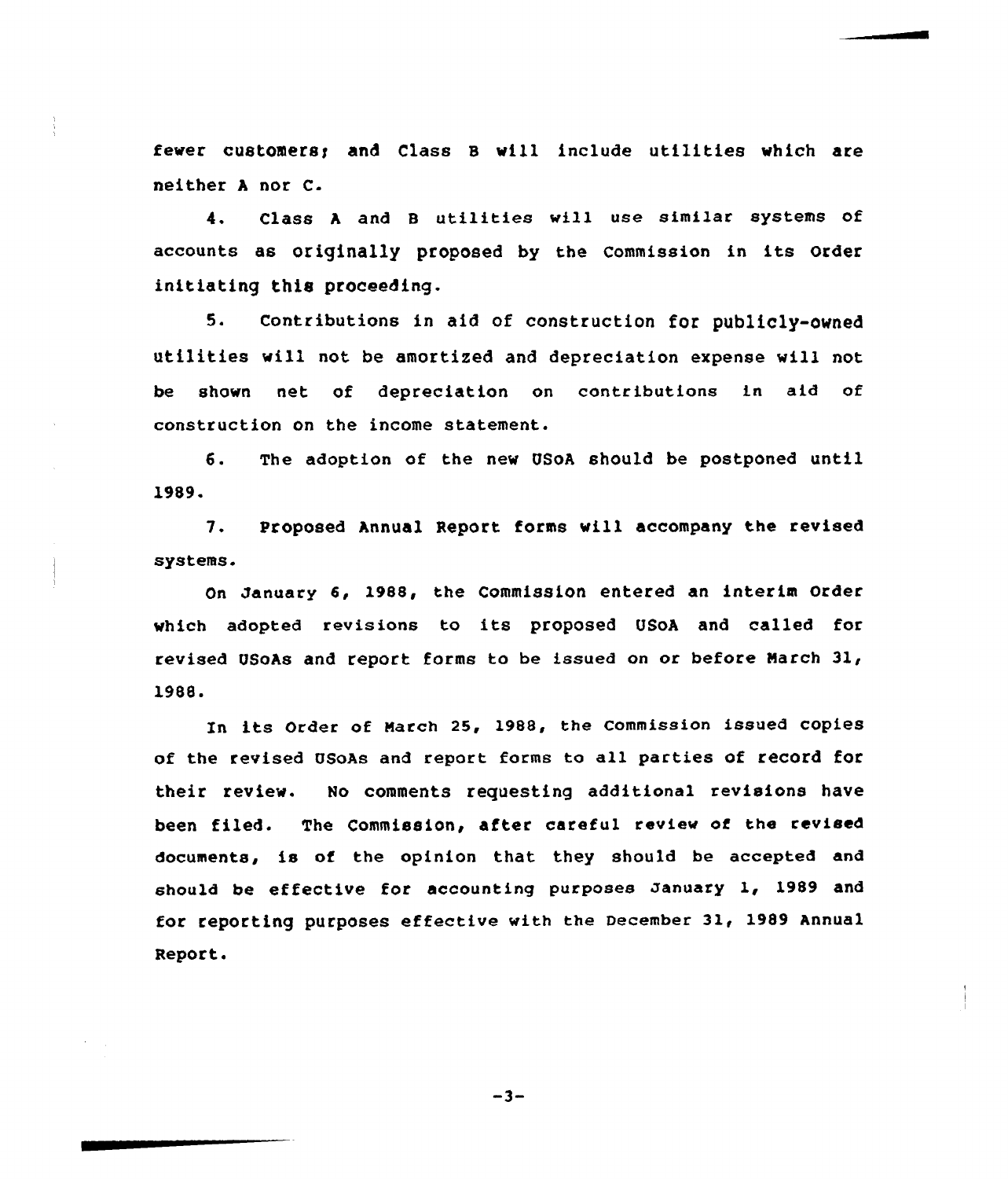fewer customers; and Class B will include utilities which are neither A nor C.

4. Class A and B utilities will use similar systems of accounts as originally proposed by the Commission in its Order initiating this proceeding.

5. Contributions in aid of construction for publicly-owned utilities will not be amortized and depreciation expense will not be shown net of depreciation on contributions in aid of construction on the income statement.

6. The adoption of the new USoA should be postponed until 1989.

7. Proposed Annual Report forms will accompany the revised systems.

On January 6, 1988, the Commission entered an interim Order which adopted revisions to its proposed USoA and called for revised USoAs and report forms to be issued on or before March 31, 1988.

In its Order of March 25, 1988, the Commission issued copies of the revised USoAs and report forms to all parties of record for their review. No comments requesting additional revisions have been filed. The Commission, after careful review of the revised documents, is of the opinion that they should be accepted and should be effective for accounting purposes January 1, 1989 and for reporting purposes effective with the December 31, 1989 Annual Report.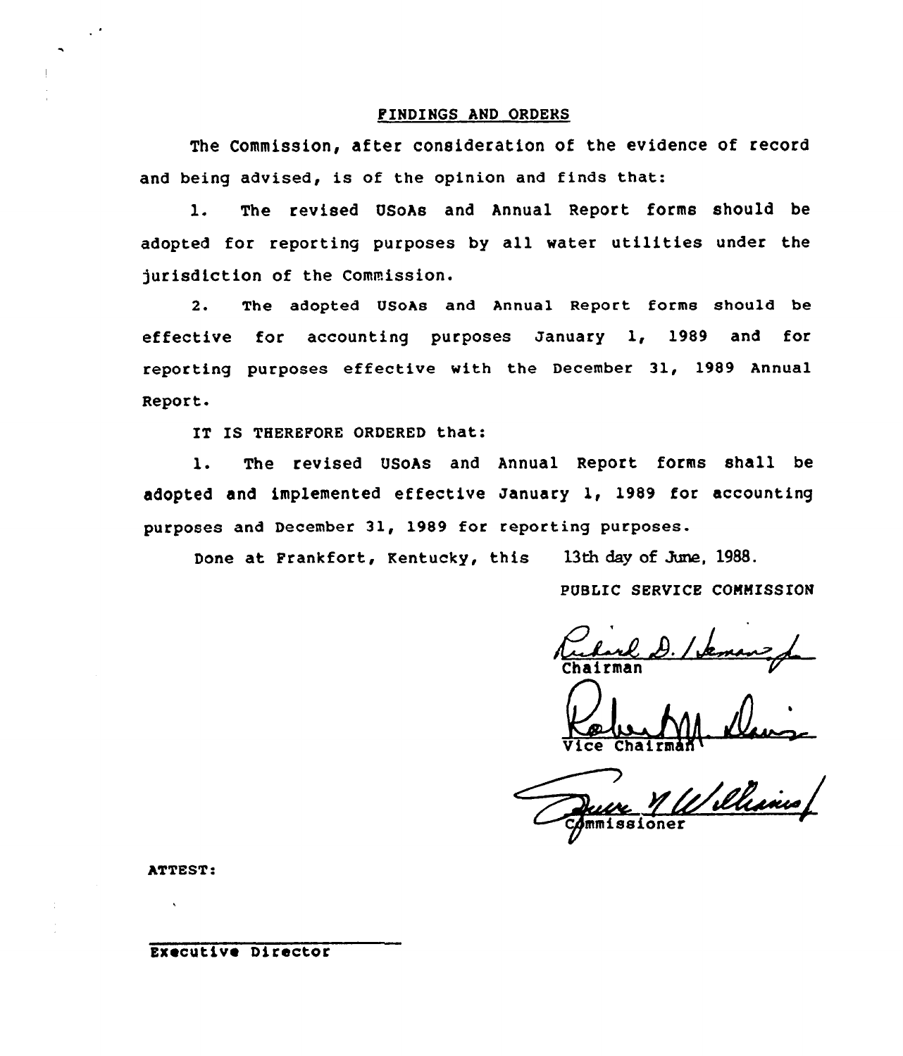## FINDINGS AND ORDERS

The Commission, after consideration of the evidence of record and being advised, is of the opinion and finds that:

1. The revised USoAs and Annual Report forms should be adopted for reporting purposes by all water utilities under the jurisdiction of the Commission.

2. The adopted USoAs and Annual Report forms should be effective for accounting purposes January 1, 1989 and for reporting purposes effective with the December 31, 1989 Annual Report.

IT IS THEREFORE ORDERED that:

1. The revised USoAs and Annual Report forms shall be adopted and implemented effective January 1, 1989 for accounting purposes and December 31, 1989 for reporting purposes.

Done at Frankfort, Kentucky, this 13th day of June, 1988.

PUBLIC SERVICE COMMISSION

Chairman

Vice Chairman

Commissioner

ATTEST:

Executive Director